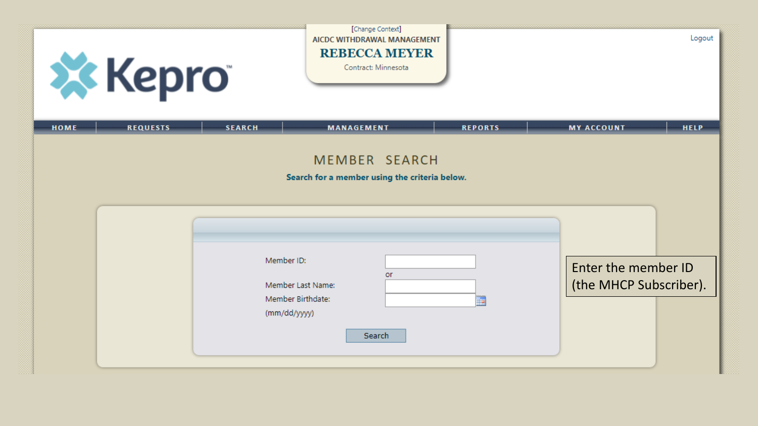[Change Context]

AICDC WITHDRAWAL MANAGEMENT

**REBECCA MEYER**

Contract: Minnesota

Logout

HOME | REQUESTS | SEARCH | MANAGEMENT | REPORTS | MY ACCOUNT | HELP

# MEMBER SEARCH

**Search for a member using the criteria below.**

Member ID:

or

Member Last Name:

Member Birthdate: (mm/dd/yyyy)

Search

Enter the member ID (the MHCP Subscriber).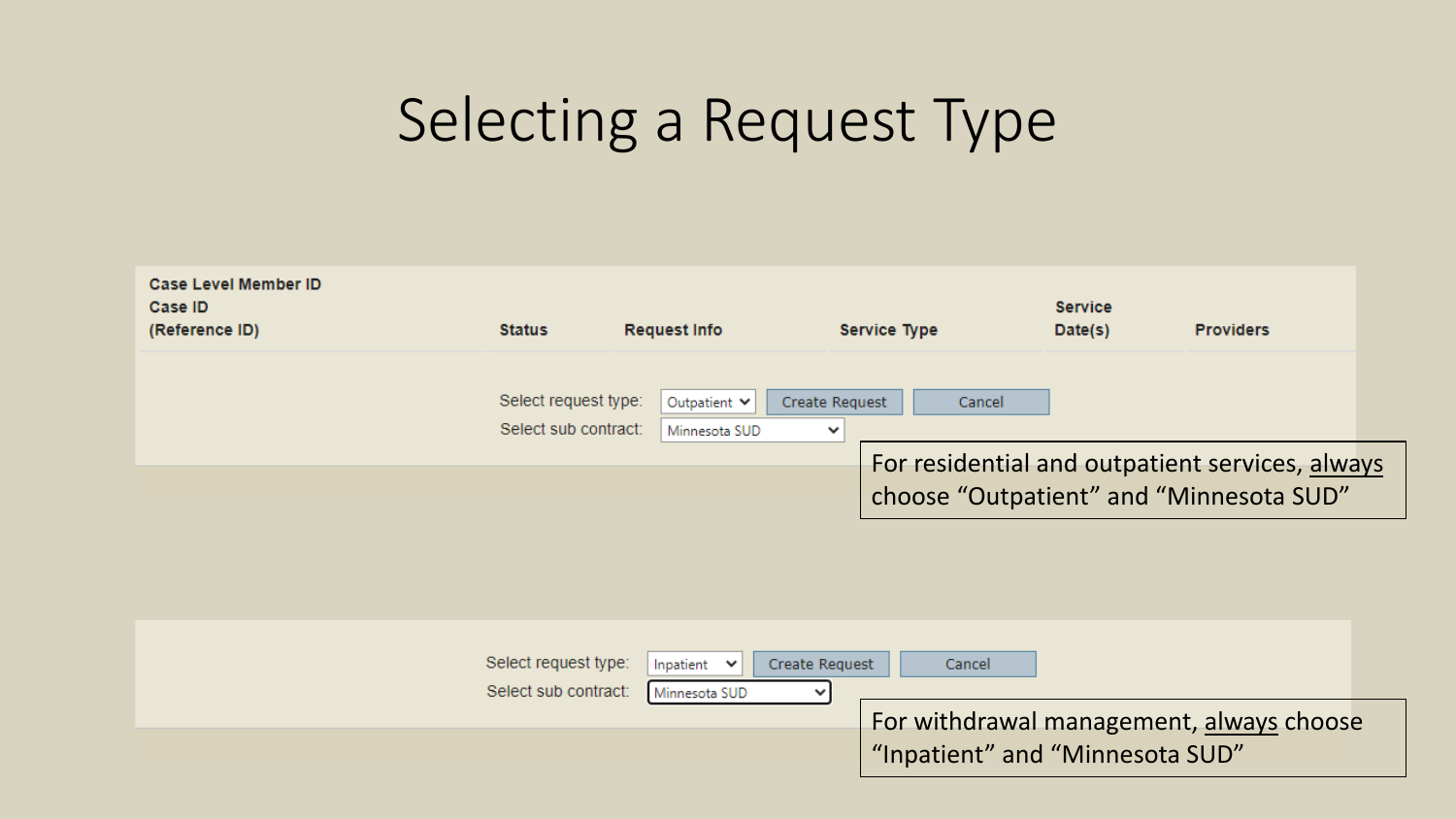# Selecting a Request Type

| Case Level Member ID<br>Case ID<br>(Reference ID) | Status | Request Info | Service Type | Service Date(s) | Providers |
|---|---|---|---|---|---|

Select request type: Outpatient | Create Request | Cancel

Select sub contract: Minnesota SUD

For residential and outpatient services, <u>always</u> choose "Outpatient" and "Minnesota SUD"

Select request type: Inpatient | Create Request | Cancel

Select sub contract: Minnesota SUD

For withdrawal management, <u>always</u> choose "Inpatient" and "Minnesota SUD"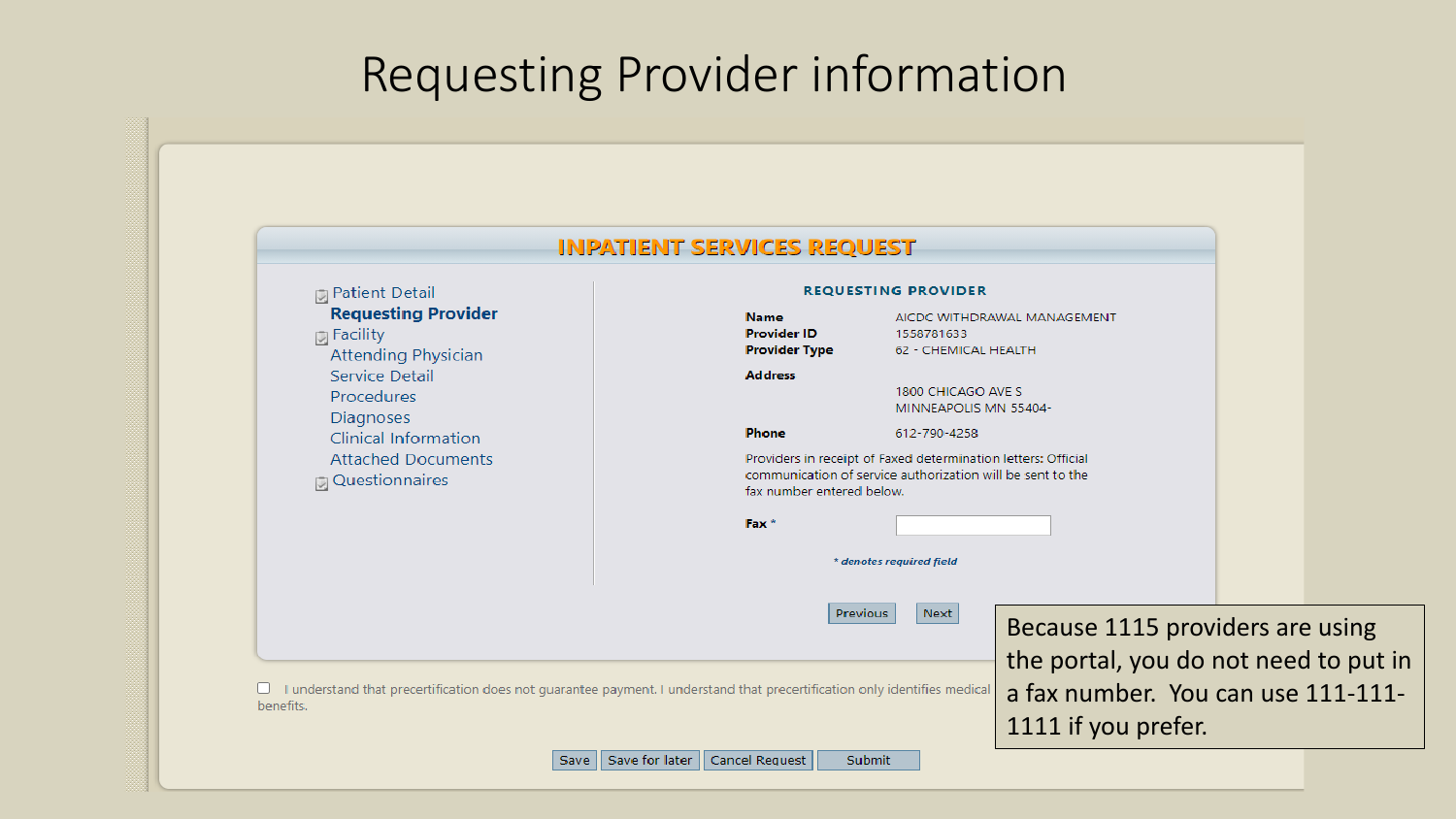# Requesting Provider information

## INPATIENT SERVICES REQUEST

- Patient Detail
- **Requesting Provider**
- Facility
- Attending Physician
- Service Detail
- Procedures
- Diagnoses
- Clinical Information
- Attached Documents
- Questionnaires

### REQUESTING PROVIDER

| | |
|---|---|
| **Name** | AICDC WITHDRAWAL MANAGEMENT |
| **Provider ID** | 1558781633 |
| **Provider Type** | 62 - CHEMICAL HEALTH |
| **Address** | 1800 CHICAGO AVE S<br>MINNEAPOLIS MN 55404- |
| **Phone** | 612-790-4258 |

Providers in receipt of Faxed determination letters: Official communication of service authorization will be sent to the fax number entered below.

**Fax** *

*\* denotes required field*

Previous Next

I understand that precertification does not guarantee payment. I understand that precertification only identifies medical ... benefits.

Save | Save for later | Cancel Request | Submit

Because 1115 providers are using the portal, you do not need to put in a fax number. You can use 111-111-1111 if you prefer.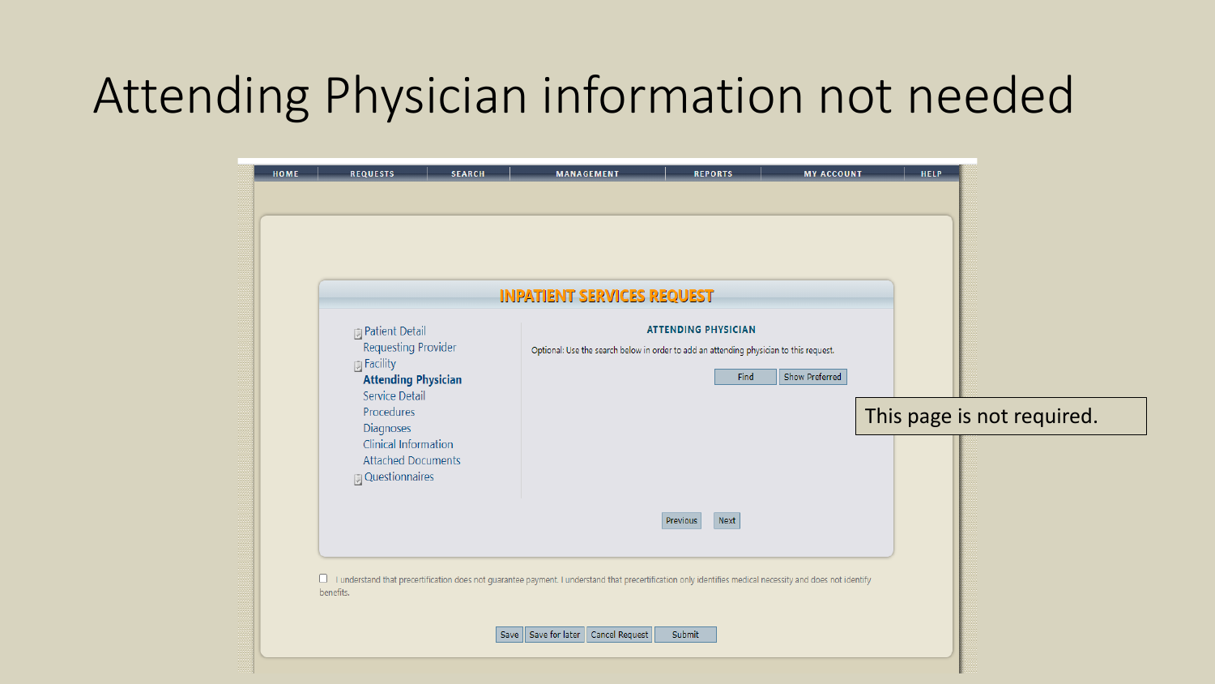# Attending Physician information not needed

HOME | REQUESTS | SEARCH | MANAGEMENT | REPORTS | MY ACCOUNT | HELP

**INPATIENT SERVICES REQUEST**

- Patient Detail
- Requesting Provider
- Facility
- **Attending Physician**
- Service Detail
- Procedures
- Diagnoses
- Clinical Information
- Attached Documents
- Questionnaires

**ATTENDING PHYSICIAN**

Optional: Use the search below in order to add an attending physician to this request.

Find | Show Preferred

Previous | Next

☐ I understand that precertification does not guarantee payment. I understand that precertification only identifies medical necessity and does not identify benefits.

Save | Save for later | Cancel Request | Submit

This page is not required.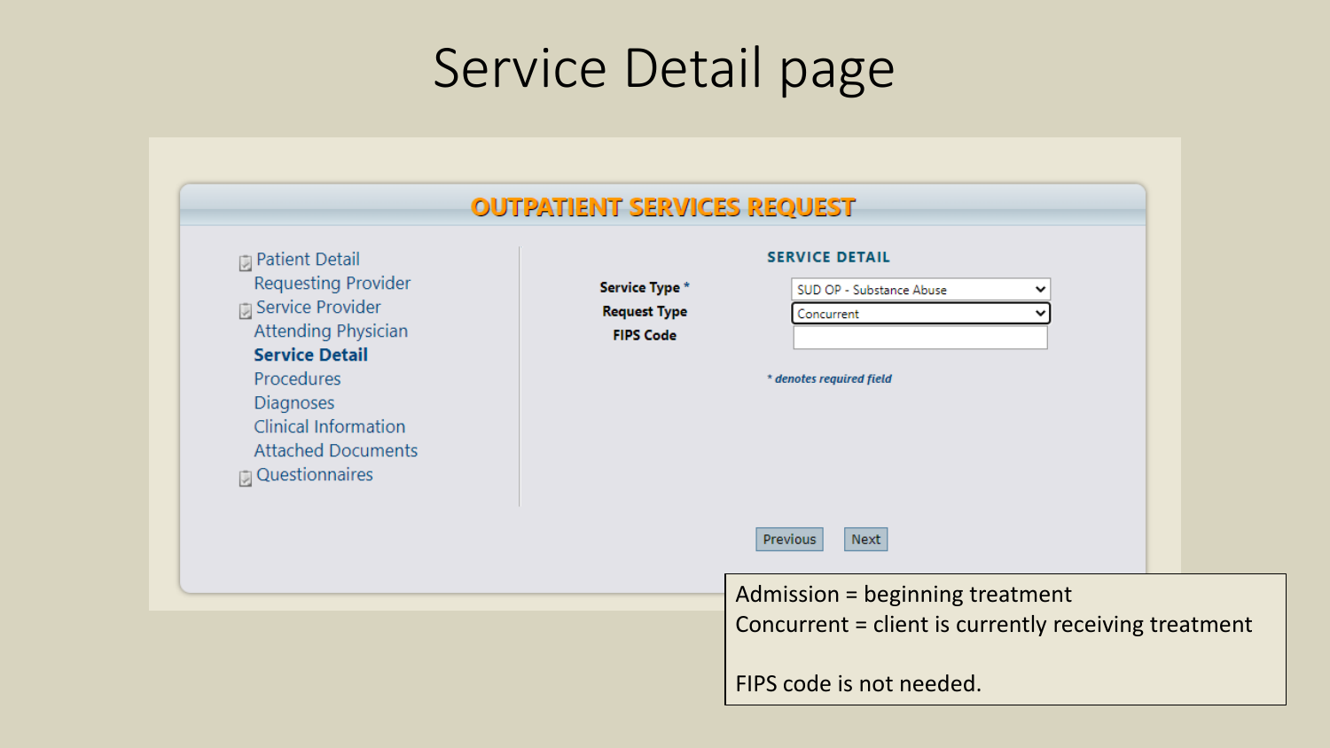# Service Detail page

## OUTPATIENT SERVICES REQUEST

- Patient Detail
  - Requesting Provider
- Service Provider
  - Attending Physician
  - **Service Detail**
  - Procedures
  - Diagnoses
  - Clinical Information
  - Attached Documents
- Questionnaires

### SERVICE DETAIL

| | |
|---|---|
| **Service Type** * | SUD OP - Substance Abuse |
| **Request Type** | Concurrent |
| **FIPS Code** | |

*\* denotes required field*

Previous | Next

Admission = beginning treatment
Concurrent = client is currently receiving treatment

FIPS code is not needed.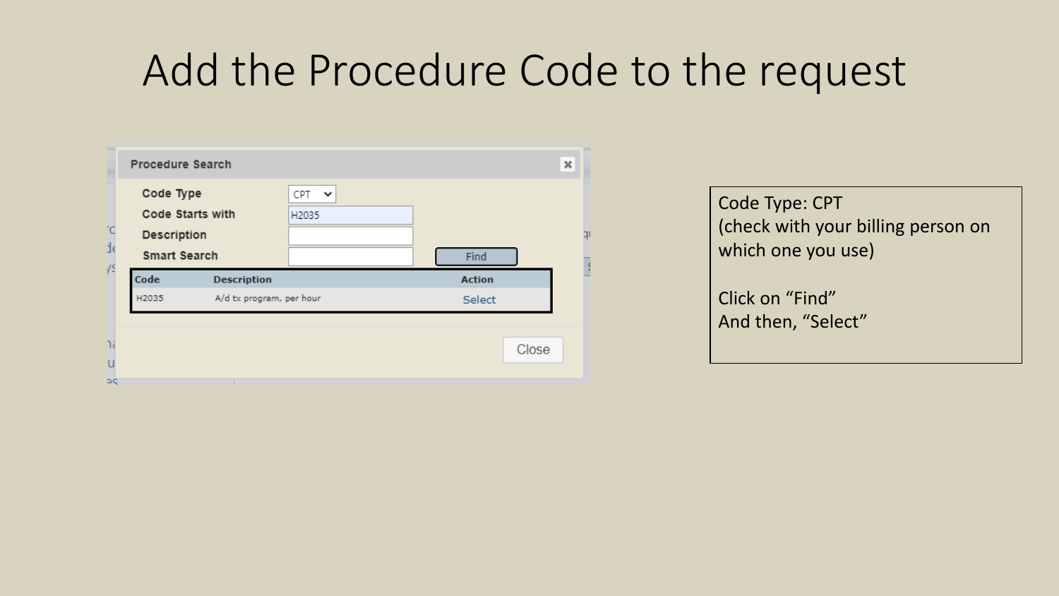# Add the Procedure Code to the request

**Procedure Search**

| | |
|---|---|
| Code Type | CPT |
| Code Starts with | H2035 |
| Description | |
| Smart Search | |

Find

| Code | Description | Action |
|---|---|---|
| H2035 | A/d tx program, per hour | Select |

Close

Code Type: CPT
(check with your billing person on which one you use)

Click on "Find"
And then, "Select"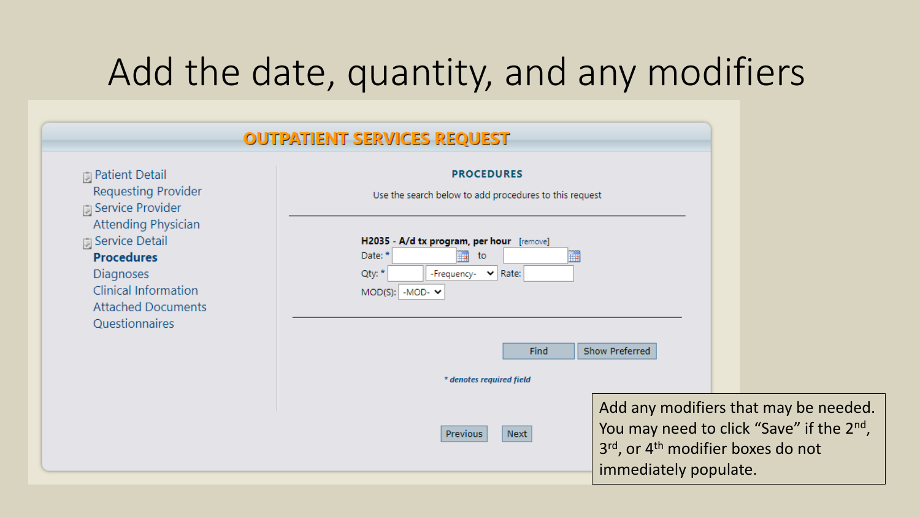# Add the date, quantity, and any modifiers

**OUTPATIENT SERVICES REQUEST**

- Patient Detail
- Requesting Provider
- Service Provider
- Attending Physician
- Service Detail
- **Procedures**
- Diagnoses
- Clinical Information
- Attached Documents
- Questionnaires

**PROCEDURES**

Use the search below to add procedures to this request

**H2035 - A/d tx program, per hour** [remove]

Date: * [ ] to [ ]

Qty: * [ ] -Frequency- Rate: [ ]

MOD(S): -MOD-

Find | Show Preferred

*\* denotes required field*

Previous | Next

Add any modifiers that may be needed. You may need to click “Save” if the 2nd, 3rd, or 4th modifier boxes do not immediately populate.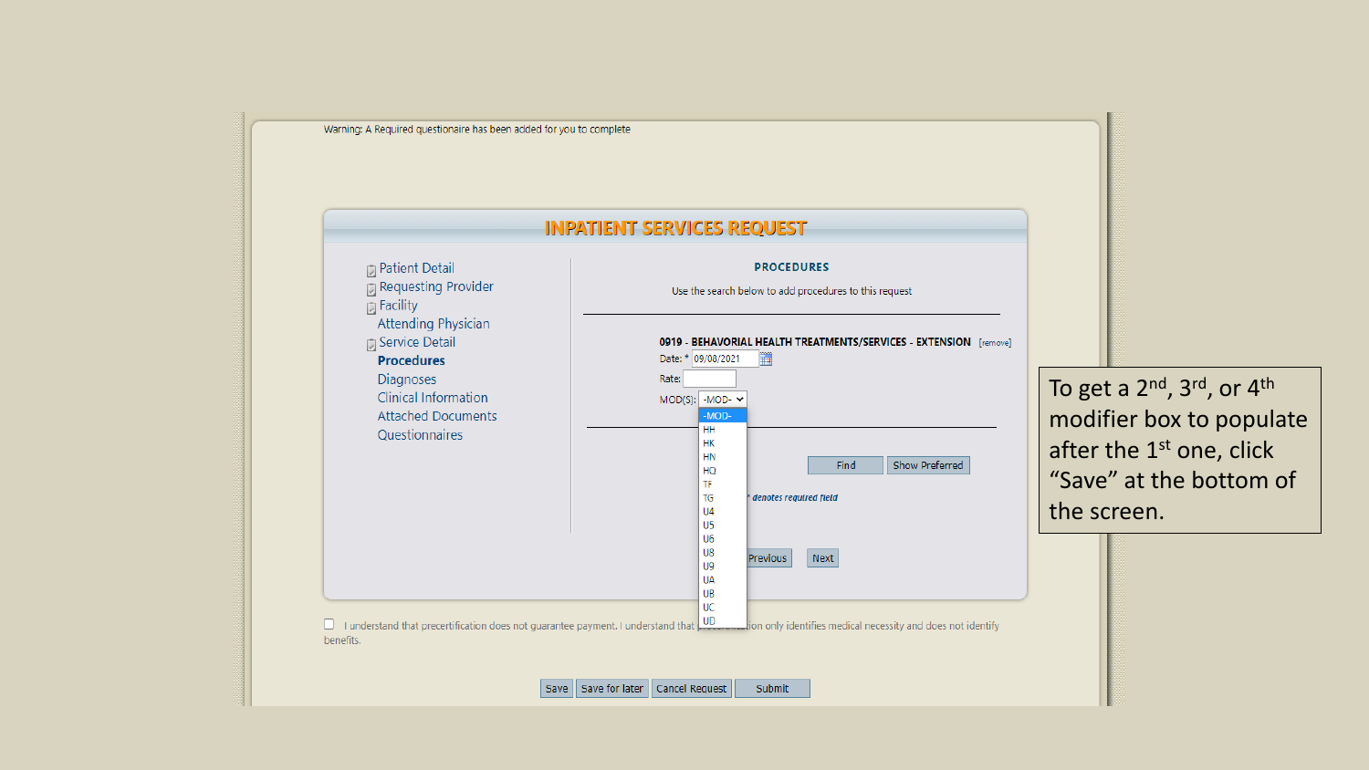Warning: A Required questionaire has been added for you to complete

## INPATIENT SERVICES REQUEST

- Patient Detail
- Requesting Provider
- Facility
- Attending Physician
- Service Detail
- **Procedures**
- Diagnoses
- Clinical Information
- Attached Documents
- Questionnaires

**PROCEDURES**

Use the search below to add procedures to this request

**0919 - BEHAVORIAL HEALTH TREATMENTS/SERVICES - EXTENSION** [remove]

Date: * 09/08/2021

Rate:

MOD(S): -MOD-

-MOD-
HH
HK
HN
HQ
TF
TG
U4
U5
U6
U8
U9
UA
UB
UC
UD

Find | Show Preferred

* denotes required field

Previous | Next

I understand that precertification does not guarantee payment. I understand that precertification only identifies medical necessity and does not identify benefits.

Save | Save for later | Cancel Request | Submit

To get a 2nd, 3rd, or 4th modifier box to populate after the 1st one, click "Save" at the bottom of the screen.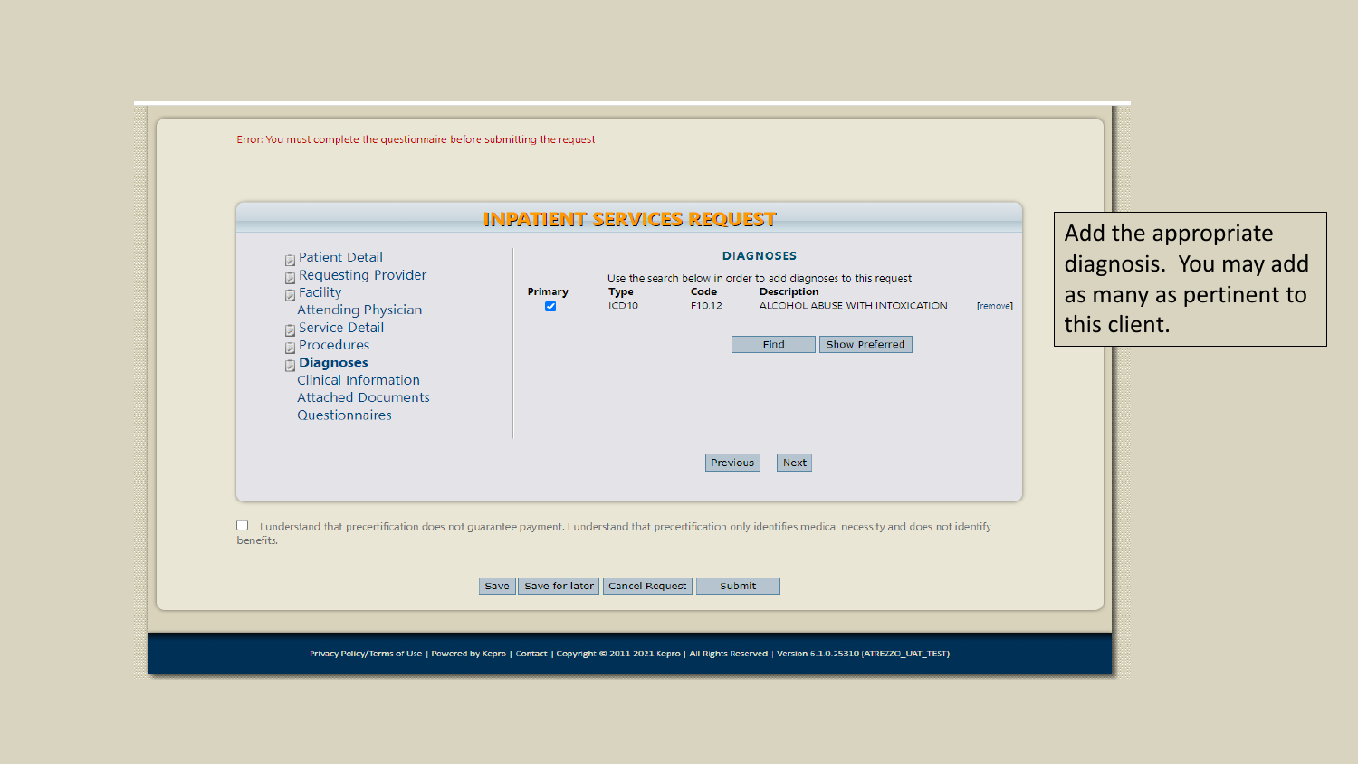Error: You must complete the questionnaire before submitting the request

## INPATIENT SERVICES REQUEST

- Patient Detail
- Requesting Provider
- Facility
- Attending Physician
- Service Detail
- Procedures
- **Diagnoses**
- Clinical Information
- Attached Documents
- Questionnaires

### DIAGNOSES

Use the search below in order to add diagnoses to this request

| Primary | Type | Code | Description | |
|---|---|---|---|---|
| ☑ | ICD10 | F10.12 | ALCOHOL ABUSE WITH INTOXICATION | [remove] |

Find | Show Preferred

Previous | Next

☐ I understand that precertification does not guarantee payment. I understand that precertification only identifies medical necessity and does not identify benefits.

Save | Save for later | Cancel Request | Submit

Privacy Policy/Terms of Use | Powered by Kepro | Contact | Copyright © 2011-2021 Kepro | All Rights Reserved | Version 6.1.0.25310 (ATREZZO_UAT_TEST)

Add the appropriate diagnosis. You may add as many as pertinent to this client.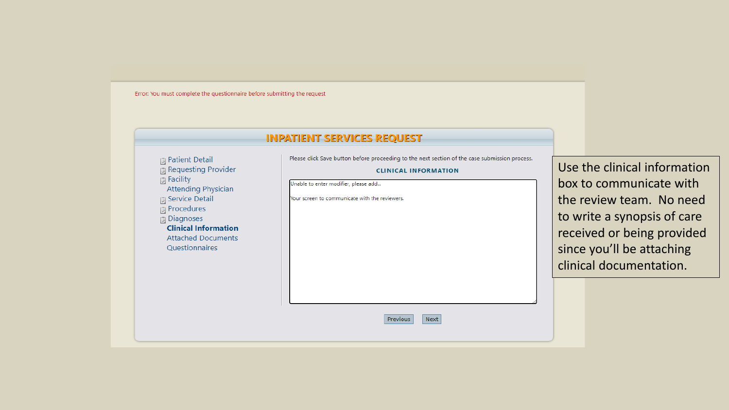Error: You must complete the questionnaire before submitting the request

## INPATIENT SERVICES REQUEST

- Patient Detail
- Requesting Provider
- Facility
- Attending Physician
- Service Detail
- Procedures
- Diagnoses
- **Clinical Information**
- Attached Documents
- Questionnaires

Please click Save button before proceeding to the next section of the case submission process.

**CLINICAL INFORMATION**

Unable to enter modifier, please add..

Your screen to communicate with the reviewers.

Previous | Next

Use the clinical information box to communicate with the review team. No need to write a synopsis of care received or being provided since you'll be attaching clinical documentation.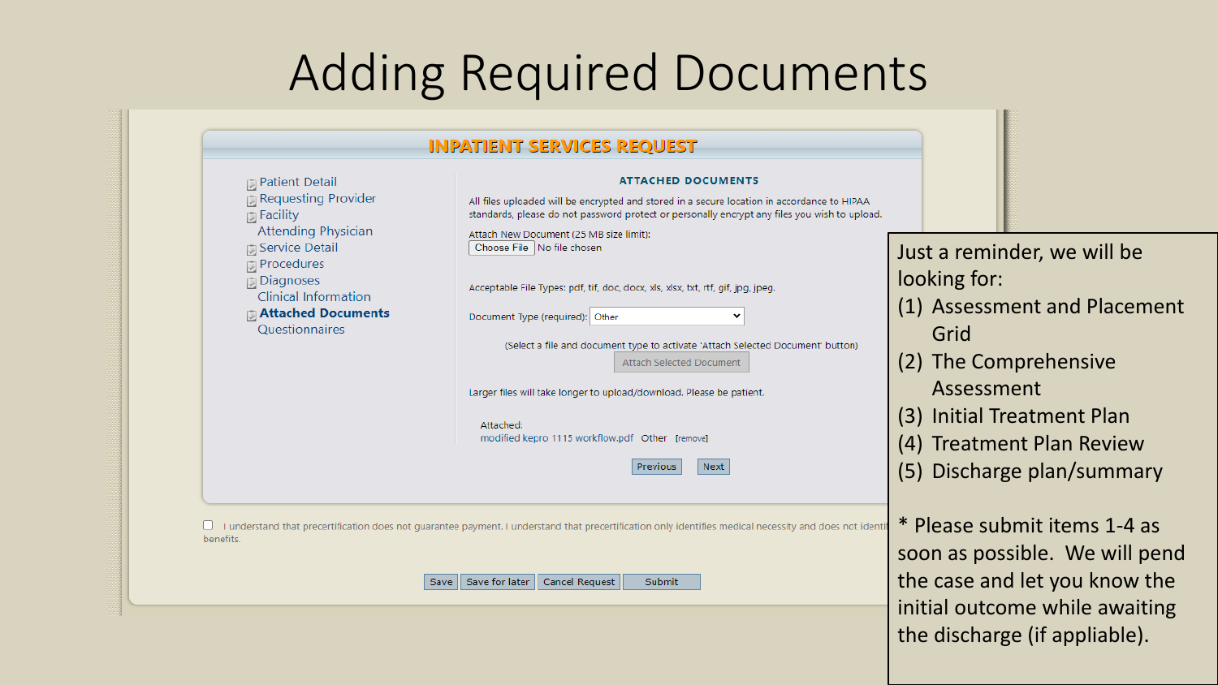# Adding Required Documents

## INPATIENT SERVICES REQUEST

- Patient Detail
- Requesting Provider
- Facility
- Attending Physician
- Service Detail
- Procedures
- Diagnoses
- Clinical Information
- **Attached Documents**
- Questionnaires

### ATTACHED DOCUMENTS

All files uploaded will be encrypted and stored in a secure location in accordance to HIPAA standards, please do not password protect or personally encrypt any files you wish to upload.

Attach New Document (25 MB size limit):

Choose File No file chosen

Acceptable File Types: pdf, tif, doc, docx, xls, xlsx, txt, rtf, gif, jpg, jpeg.

Document Type (required): Other

(Select a file and document type to activate 'Attach Selected Document' button)

Attach Selected Document

Larger files will take longer to upload/download. Please be patient.

Attached:
modified kepro 1115 workflow.pdf Other [remove]

Previous Next

I understand that precertification does not guarantee payment. I understand that precertification only identifies medical necessity and does not identi... benefits.

Save | Save for later | Cancel Request | Submit

Just a reminder, we will be looking for:

1. Assessment and Placement Grid
2. The Comprehensive Assessment
3. Initial Treatment Plan
4. Treatment Plan Review
5. Discharge plan/summary

* Please submit items 1-4 as soon as possible. We will pend the case and let you know the initial outcome while awaiting the discharge (if appliable).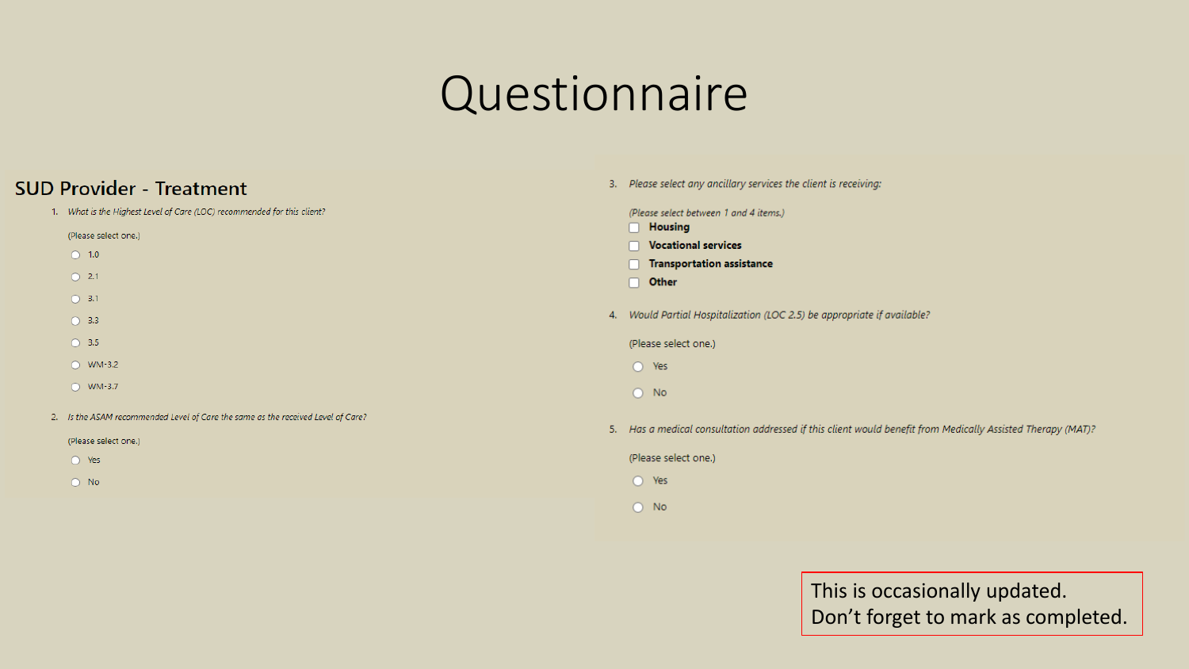# Questionnaire

## SUD Provider - Treatment

1. *What is the Highest Level of Care (LOC) recommended for this client?*

   (Please select one.)

   - ○ 1.0
   - ○ 2.1
   - ○ 3.1
   - ○ 3.3
   - ○ 3.5
   - ○ WM-3.2
   - ○ WM-3.7

2. *Is the ASAM recommended Level of Care the same as the received Level of Care?*

   (Please select one.)

   - ○ Yes
   - ○ No

3. *Please select any ancillary services the client is receiving:*

   *(Please select between 1 and 4 items.)*

   - ☐ **Housing**
   - ☐ **Vocational services**
   - ☐ **Transportation assistance**
   - ☐ **Other**

4. *Would Partial Hospitalization (LOC 2.5) be appropriate if available?*

   (Please select one.)

   - ○ Yes
   - ○ No

5. *Has a medical consultation addressed if this client would benefit from Medically Assisted Therapy (MAT)?*

   (Please select one.)

   - ○ Yes
   - ○ No

This is occasionally updated.
Don't forget to mark as completed.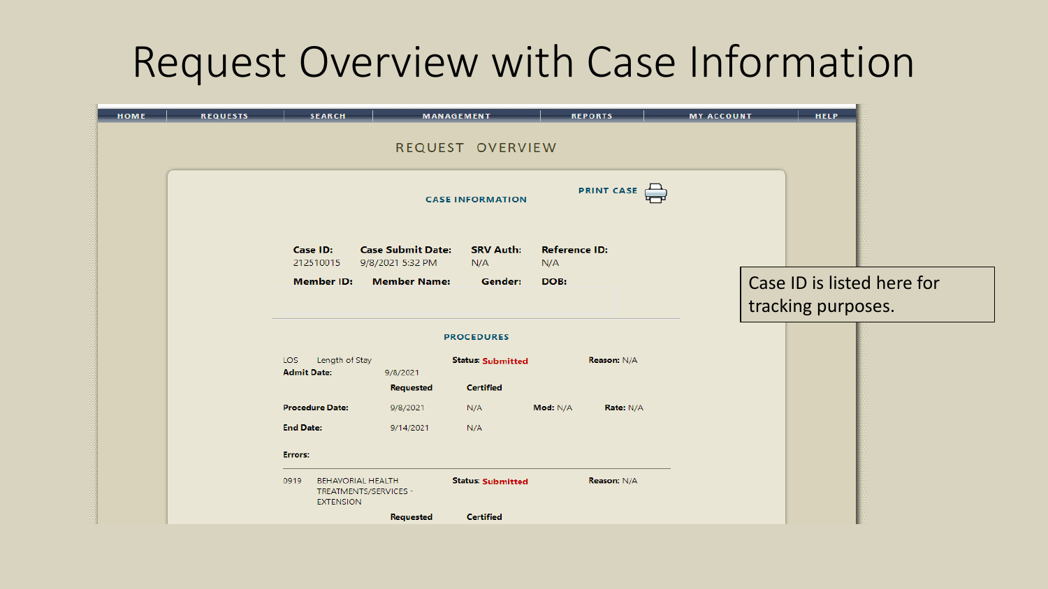# Request Overview with Case Information

HOME | REQUESTS | SEARCH | MANAGEMENT | REPORTS | MY ACCOUNT | HELP

## REQUEST OVERVIEW

### CASE INFORMATION

PRINT CASE

| Case ID: | Case Submit Date: | SRV Auth: | Reference ID: |
|---|---|---|---|
| 212510015 | 9/8/2021 5:32 PM | N/A | N/A |

| Member ID: | Member Name: | Gender: | DOB: |
|---|---|---|---|

### PROCEDURES

LOS Length of Stay **Status:** Submitted **Reason:** N/A

**Admit Date:** 9/8/2021

| | Requested | Certified | | |
|---|---|---|---|---|
| **Procedure Date:** | 9/8/2021 | N/A | **Mod:** N/A | **Rate:** N/A |
| **End Date:** | 9/14/2021 | N/A | | |

**Errors:**

0919 BEHAVORIAL HEALTH TREATMENTS/SERVICES - EXTENSION **Status:** Submitted **Reason:** N/A

| Requested | Certified |
|---|---|

Case ID is listed here for tracking purposes.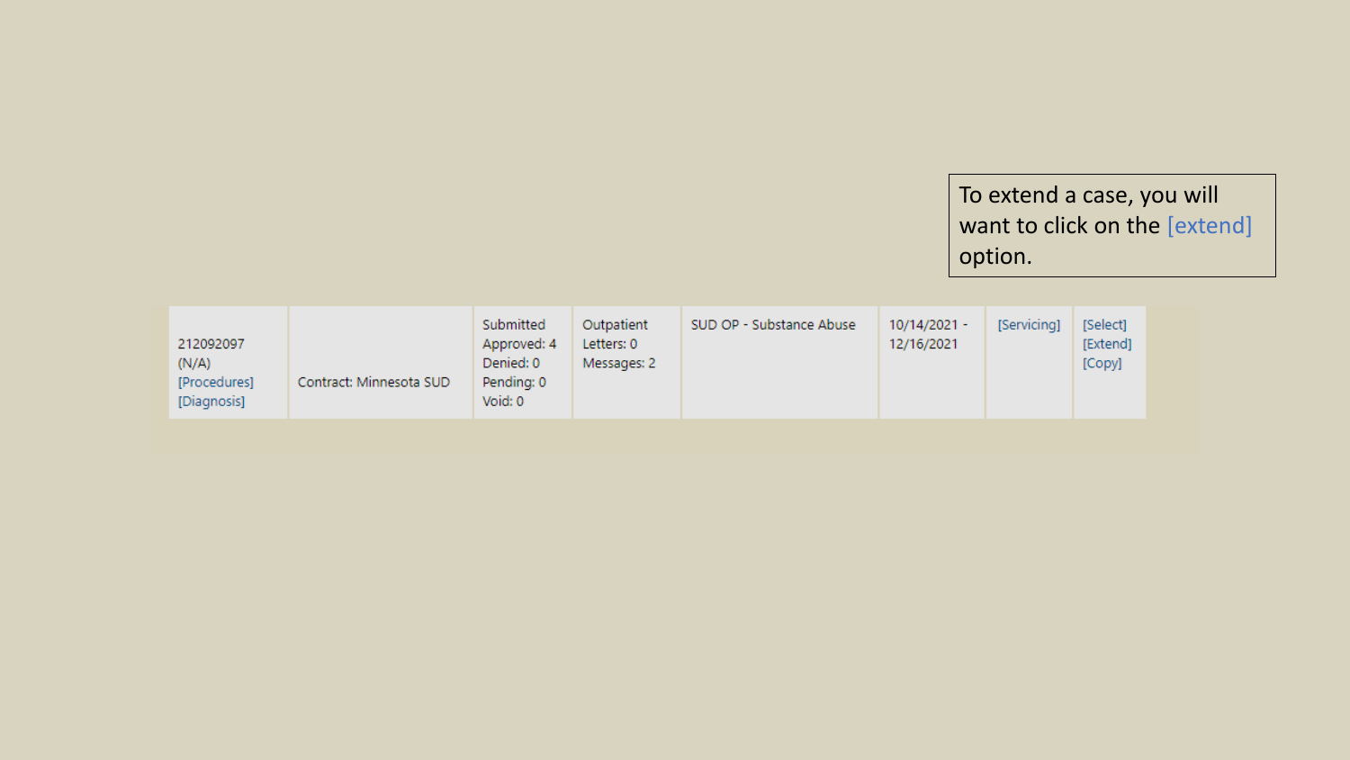To extend a case, you will want to click on the [extend] option.

| | | | | | | | |
|---|---|---|---|---|---|---|---|
| 212092097<br>(N/A)<br>[Procedures]<br>[Diagnosis] | Contract: Minnesota SUD | Submitted<br>Approved: 4<br>Denied: 0<br>Pending: 0<br>Void: 0 | Outpatient<br>Letters: 0<br>Messages: 2 | SUD OP - Substance Abuse | 10/14/2021 -<br>12/16/2021 | [Servicing] | [Select]<br>[Extend]<br>[Copy] |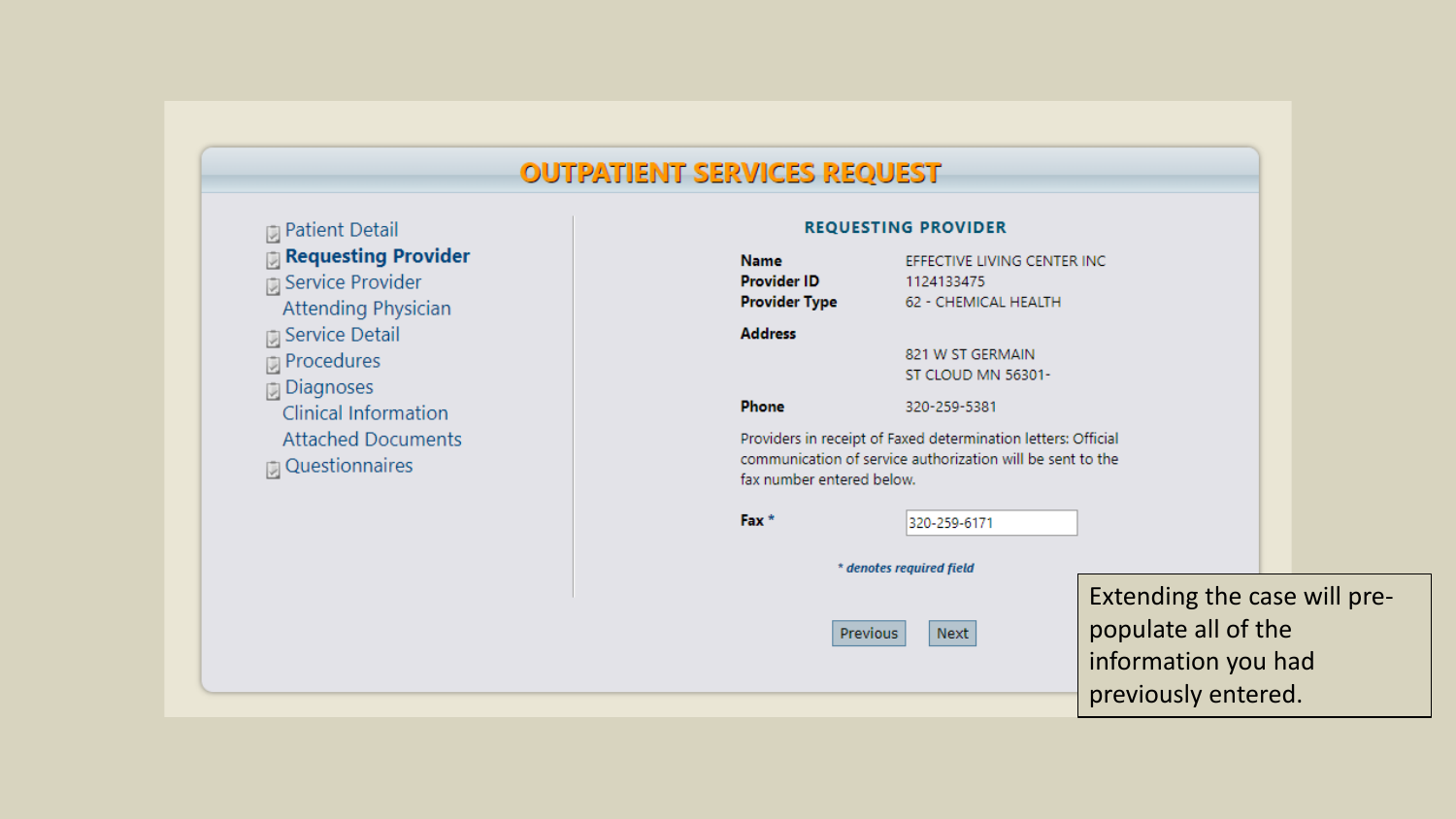# OUTPUTPATIENT SERVICES REQUEST

- Patient Detail
- **Requesting Provider**
- Service Provider
- Attending Physician
- Service Detail
- Procedures
- Diagnoses
- Clinical Information
- Attached Documents
- Questionnaires

## REQUESTING PROVIDER

| | |
|---|---|
| **Name** | EFFECTIVE LIVING CENTER INC |
| **Provider ID** | 1124133475 |
| **Provider Type** | 62 - CHEMICAL HEALTH |
| **Address** | 821 W ST GERMAIN<br>ST CLOUD MN 56301- |
| **Phone** | 320-259-5381 |

Providers in receipt of Faxed determination letters: Official communication of service authorization will be sent to the fax number entered below.

**Fax** * 320-259-6171

*** denotes required field***

Previous Next

Extending the case will pre-populate all of the information you had previously entered.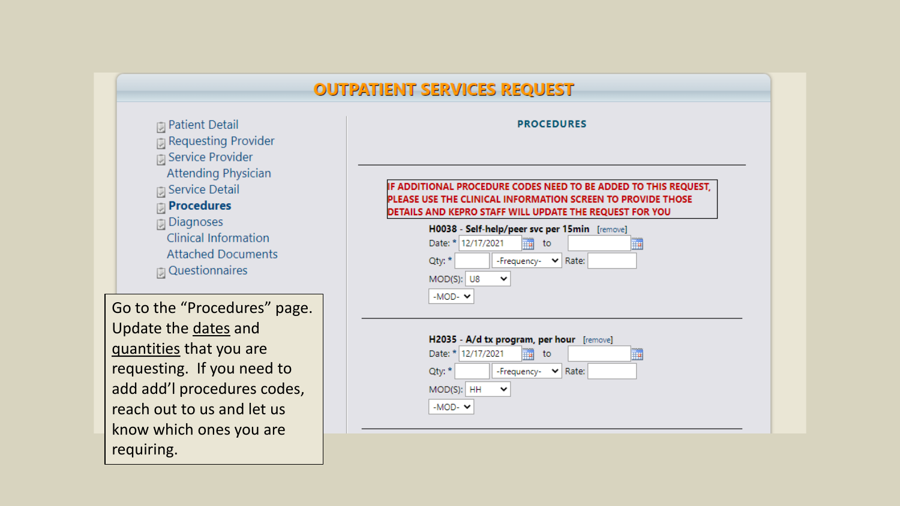# OUTPATIENT SERVICES REQUEST

- Patient Detail
- Requesting Provider
- Service Provider
- Attending Physician
- Service Detail
- **Procedures**
- Diagnoses
- Clinical Information
- Attached Documents
- Questionnaires

**PROCEDURES**

**IF ADDITIONAL PROCEDURE CODES NEED TO BE ADDED TO THIS REQUEST, PLEASE USE THE CLINICAL INFORMATION SCREEN TO PROVIDE THOSE DETAILS AND KEPRO STAFF WILL UPDATE THE REQUEST FOR YOU**

**H0038** - **Self-help/peer svc per 15min** [remove]

Date: * 12/17/2021 to

Qty: * -Frequency- Rate:

MOD(S): U8

-MOD-

**H2035** - **A/d tx program, per hour** [remove]

Date: * 12/17/2021 to

Qty: * -Frequency- Rate:

MOD(S): HH

-MOD-

Go to the "Procedures" page. Update the dates and quantities that you are requesting. If you need to add add'l procedures codes, reach out to us and let us know which ones you are requiring.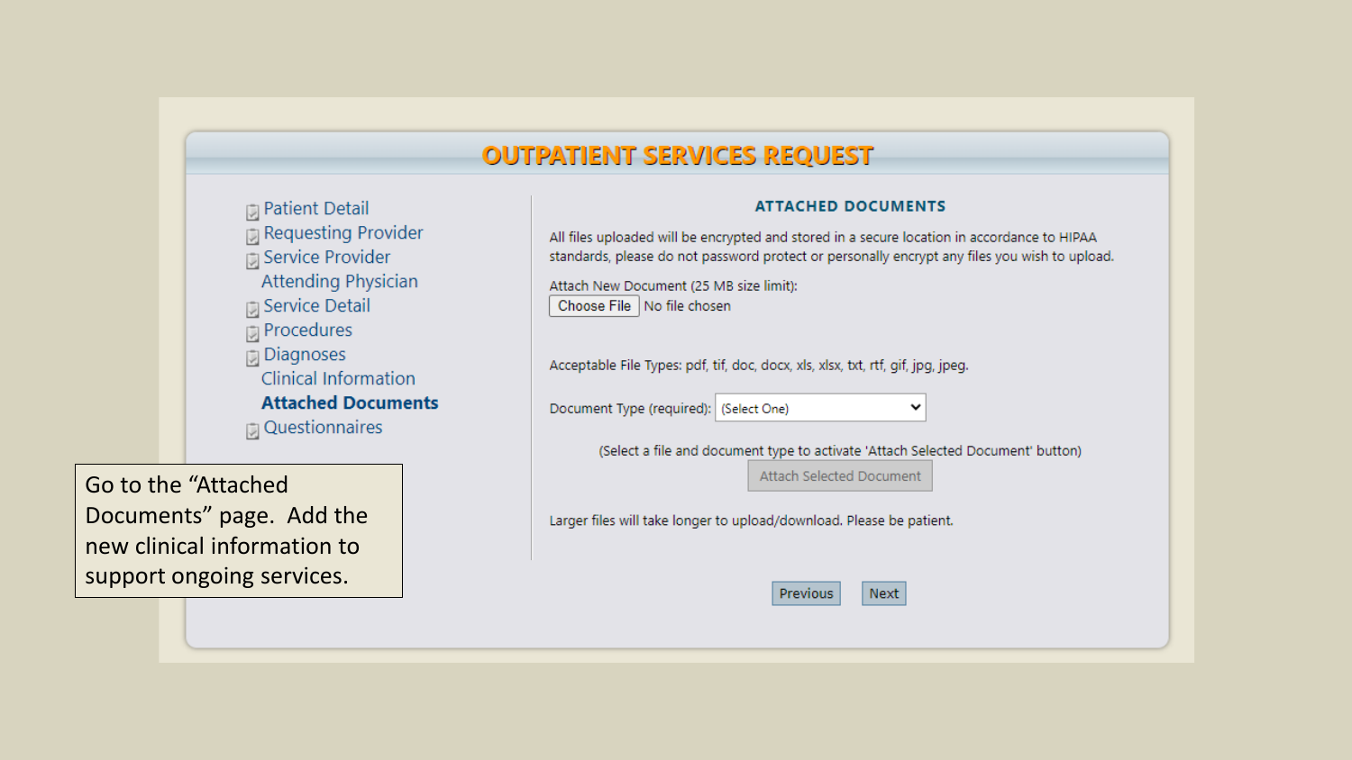# OUTPATIENT SERVICES REQUEST

- Patient Detail
- Requesting Provider
- Service Provider
- Attending Physician
- Service Detail
- Procedures
- Diagnoses
- Clinical Information
- **Attached Documents**
- Questionnaires

## ATTACHED DOCUMENTS

All files uploaded will be encrypted and stored in a secure location in accordance to HIPAA standards, please do not password protect or personally encrypt any files you wish to upload.

Attach New Document (25 MB size limit):

Choose File No file chosen

Acceptable File Types: pdf, tif, doc, docx, xls, xlsx, txt, rtf, gif, jpg, jpeg.

Document Type (required): (Select One)

(Select a file and document type to activate 'Attach Selected Document' button)

Attach Selected Document

Larger files will take longer to upload/download. Please be patient.

Previous Next

Go to the "Attached Documents" page. Add the new clinical information to support ongoing services.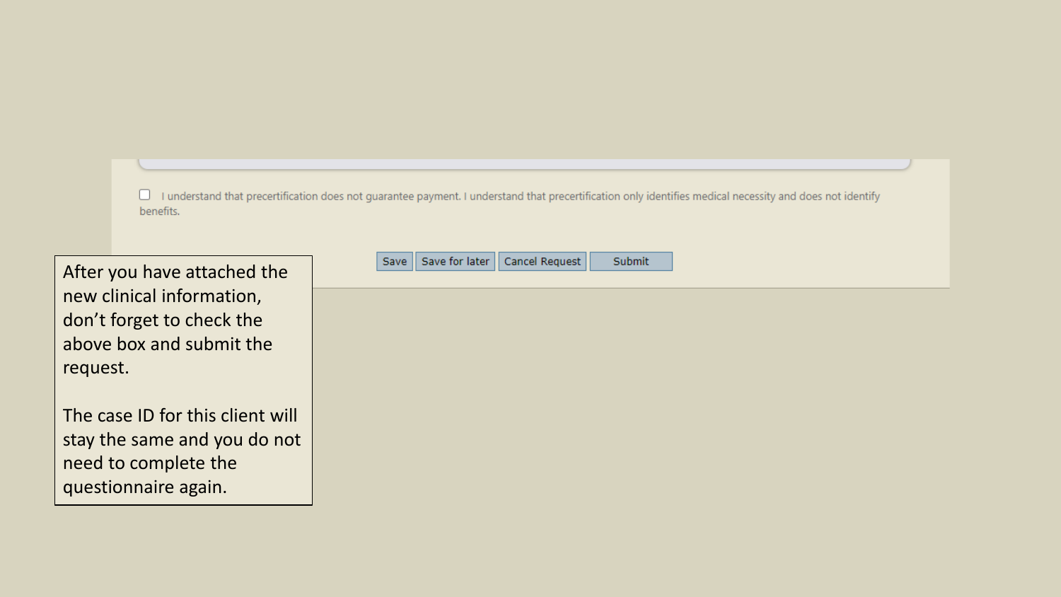☐ I understand that precertification does not guarantee payment. I understand that precertification only identifies medical necessity and does not identify benefits.

Save | Save for later | Cancel Request | Submit

After you have attached the new clinical information, don't forget to check the above box and submit the request.

The case ID for this client will stay the same and you do not need to complete the questionnaire again.